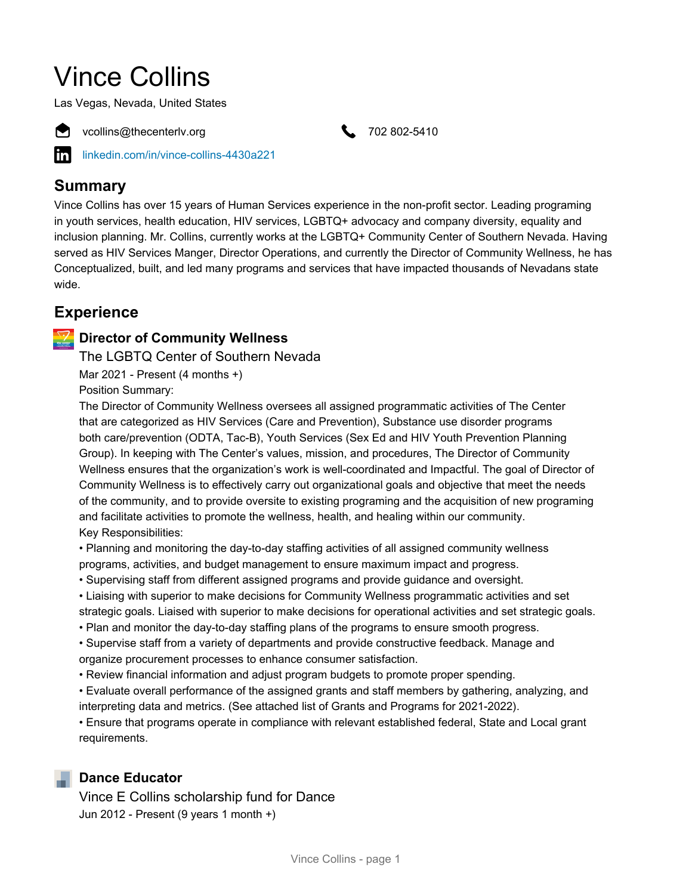# Vince Collins

Las Vegas, Nevada, United States

vcollins@thecenterlv.org

702 802-5410

linkedin.com/in/vince-collins-4430a221

## Summary

Vince Collins has over 15 years of Human Services experience in the non-profit sector. Leading programing in youth services, health education, HIV services, LGBTQ+ advocacy and company diversity, equality and inclusion planning. Mr. Collins, currently works at the LGBTQ+ Community Center of Southern Nevada. Having served as HIV Services Manger, Director Operations, and currently the Director of Community Wellness, he has Conceptualized, built, and led many programs and services that have impacted thousands of Nevadans state wide.

## Experience

### Director of Community Wellness

The LGBTQ Center of Southern Nevada

Mar 2021 - Present (4 months +)

Position Summary:

The Director of Community Wellness oversees all assigned programmatic activities of The Center that are categorized as HIV Services (Care and Prevention), Substance use disorder programs both care/prevention (ODTA, Tac-B), Youth Services (Sex Ed and HIV Youth Prevention Planning Group). In keeping with The Center's values, mission, and procedures, The Director of Community Wellness ensures that the organization's work is well-coordinated and Impactful. The goal of Director of Community Wellness is to effectively carry out organizational goals and objective that meet the needs of the community, and to provide oversite to existing programing and the acquisition of new programing and facilitate activities to promote the wellness, health, and healing within our community.

Key Responsibilities:

• Planning and monitoring the day-to-day staffing activities of all assigned community wellness programs, activities, and budget management to ensure maximum impact and progress.

• Supervising staff from different assigned programs and provide guidance and oversight.

• Liaising with superior to make decisions for Community Wellness programmatic activities and set strategic goals. Liaised with superior to make decisions for operational activities and set strategic goals.

• Plan and monitor the day-to-day staffing plans of the programs to ensure smooth progress.

• Supervise staff from a variety of departments and provide constructive feedback. Manage and organize procurement processes to enhance consumer satisfaction.

• Review financial information and adjust program budgets to promote proper spending.

• Evaluate overall performance of the assigned grants and staff members by gathering, analyzing, and interpreting data and metrics. (See attached list of Grants and Programs for 2021-2022).

• Ensure that programs operate in compliance with relevant established federal, State and Local grant requirements.

### Dance Educator

Vince E Collins scholarship fund for Dance

Jun 2012 - Present (9 years 1 month +)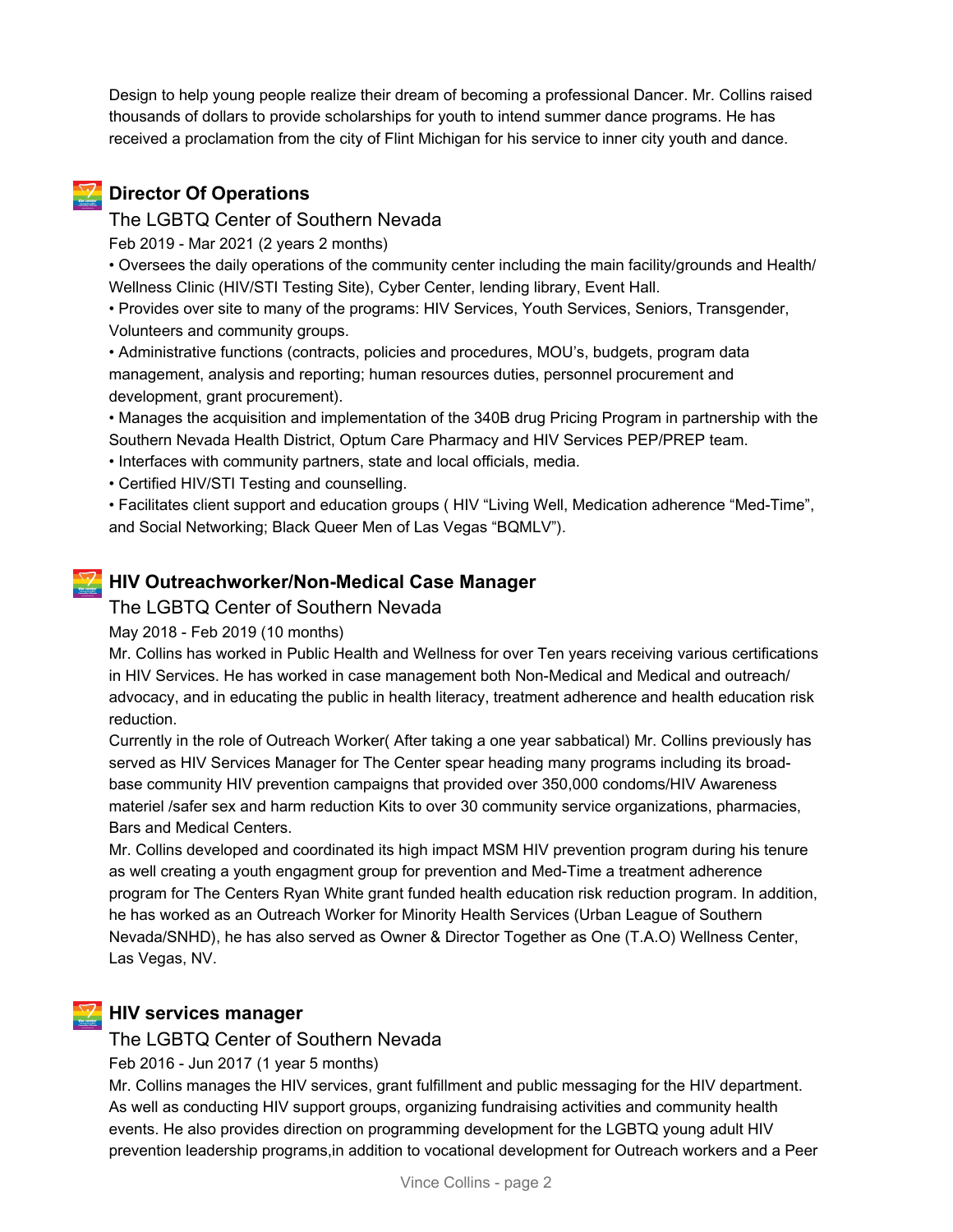Design to help young people realize their dream of becoming a professional Dancer. Mr. Collins raised thousands of dollars to provide scholarships for youth to intend summer dance programs. He has received a proclamation from the city of Flint Michigan for his service to inner city youth and dance.

### Director Of Operations

The LGBTQ Center of Southern Nevada

Feb 2019 - Mar 2021 (2 years 2 months)

• Oversees the daily operations of the community center including the main facility/grounds and Health/ Wellness Clinic (HIV/STI Testing Site), Cyber Center, lending library, Event Hall.

• Provides over site to many of the programs: HIV Services, Youth Services, Seniors, Transgender, Volunteers and community groups.

• Administrative functions (contracts, policies and procedures, MOU's, budgets, program data management, analysis and reporting; human resources duties, personnel procurement and development, grant procurement).

• Manages the acquisition and implementation of the 340B drug Pricing Program in partnership with the Southern Nevada Health District, Optum Care Pharmacy and HIV Services PEP/PREP team.

• Interfaces with community partners, state and local officials, media.

• Certified HIV/STI Testing and counselling.

• Facilitates client support and education groups ( HIV "Living Well, Medication adherence "Med-Time", and Social Networking; Black Queer Men of Las Vegas "BQMLV").

### HIV Outreachworker/Non-Medical Case Manager

The LGBTQ Center of Southern Nevada

May 2018 - Feb 2019 (10 months)

Mr. Collins has worked in Public Health and Wellness for over Ten years receiving various certifications in HIV Services. He has worked in case management both Non-Medical and Medical and outreach/ advocacy, and in educating the public in health literacy, treatment adherence and health education risk reduction.

Currently in the role of Outreach Worker( After taking a one year sabbatical) Mr. Collins previously has served as HIV Services Manager for The Center spear heading many programs including its broad-base community HIV prevention campaigns that provided over 350,000 condoms/HIV Awareness materiel /safer sex and harm reduction Kits to over 30 community service organizations, pharmacies, Bars and Medical Centers.

Mr. Collins developed and coordinated its high impact MSM HIV prevention program during his tenure as well creating a youth engagment group for prevention and Med-Time a treatment adherence program for The Centers Ryan White grant funded health education risk reduction program. In addition, he has worked as an Outreach Worker for Minority Health Services (Urban League of Southern Nevada/SNHD), he has also served as Owner & Director Together as One (T.A.O) Wellness Center, Las Vegas, NV.

### HIV services manager

The LGBTQ Center of Southern Nevada

Feb 2016 - Jun 2017 (1 year 5 months)

Mr. Collins manages the HIV services, grant fulfillment and public messaging for the HIV department. As well as conducting HIV support groups, organizing fundraising activities and community health events. He also provides direction on programming development for the LGBTQ young adult HIV prevention leadership programs,in addition to vocational development for Outreach workers and a Peer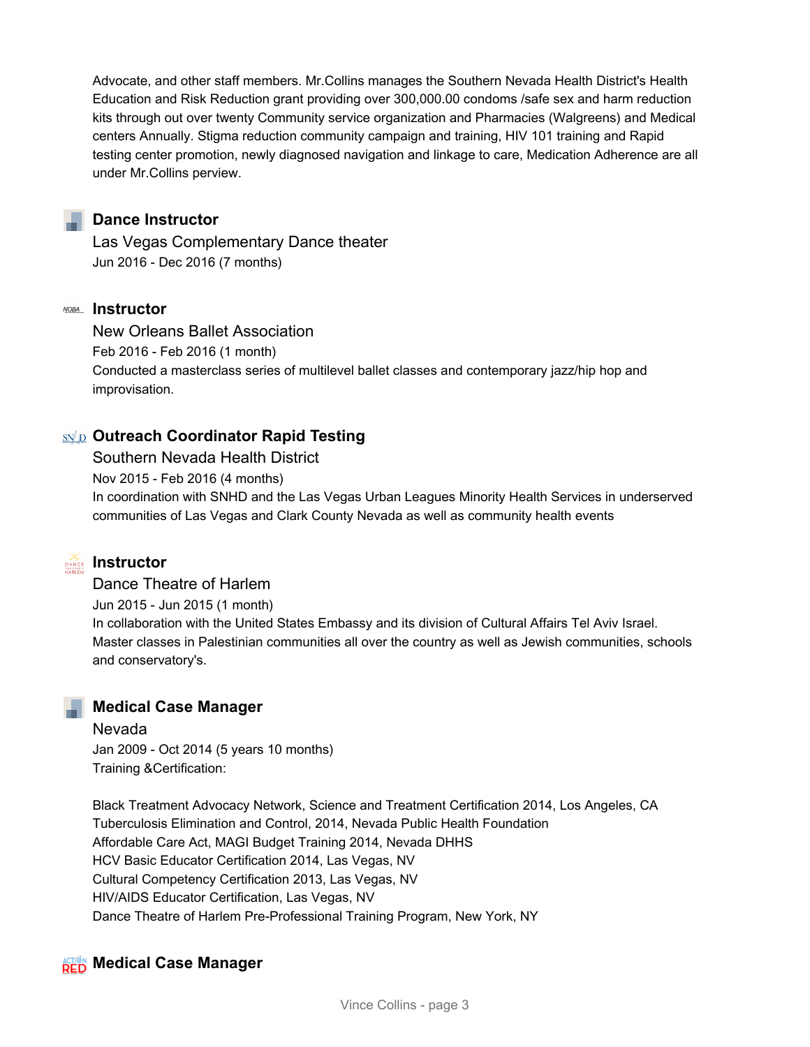Advocate, and other staff members. Mr.Collins manages the Southern Nevada Health District's Health Education and Risk Reduction grant providing over 300,000.00 condoms /safe sex and harm reduction kits through out over twenty Community service organization and Pharmacies (Walgreens) and Medical centers Annually. Stigma reduction community campaign and training, HIV 101 training and Rapid testing center promotion, newly diagnosed navigation and linkage to care, Medication Adherence are all under Mr.Collins perview.

### Dance Instructor

Las Vegas Complementary Dance theater

Jun 2016 - Dec 2016 (7 months)

### Instructor

New Orleans Ballet Association

Feb 2016 - Feb 2016 (1 month)

Conducted a masterclass series of multilevel ballet classes and contemporary jazz/hip hop and improvisation.

### Outreach Coordinator Rapid Testing

Southern Nevada Health District

Nov 2015 - Feb 2016 (4 months)

In coordination with SNHD and the Las Vegas Urban Leagues Minority Health Services in underserved communities of Las Vegas and Clark County Nevada as well as community health events

### Instructor

Dance Theatre of Harlem

Jun 2015 - Jun 2015 (1 month)

In collaboration with the United States Embassy and its division of Cultural Affairs Tel Aviv Israel. Master classes in Palestinian communities all over the country as well as Jewish communities, schools and conservatory's.

### Medical Case Manager

Nevada

Jan 2009 - Oct 2014 (5 years 10 months)

Training &Certification:

Black Treatment Advocacy Network, Science and Treatment Certification 2014, Los Angeles, CA
Tuberculosis Elimination and Control, 2014, Nevada Public Health Foundation
Affordable Care Act, MAGI Budget Training 2014, Nevada DHHS
HCV Basic Educator Certification 2014, Las Vegas, NV
Cultural Competency Certification 2013, Las Vegas, NV
HIV/AIDS Educator Certification, Las Vegas, NV
Dance Theatre of Harlem Pre-Professional Training Program, New York, NY

### Medical Case Manager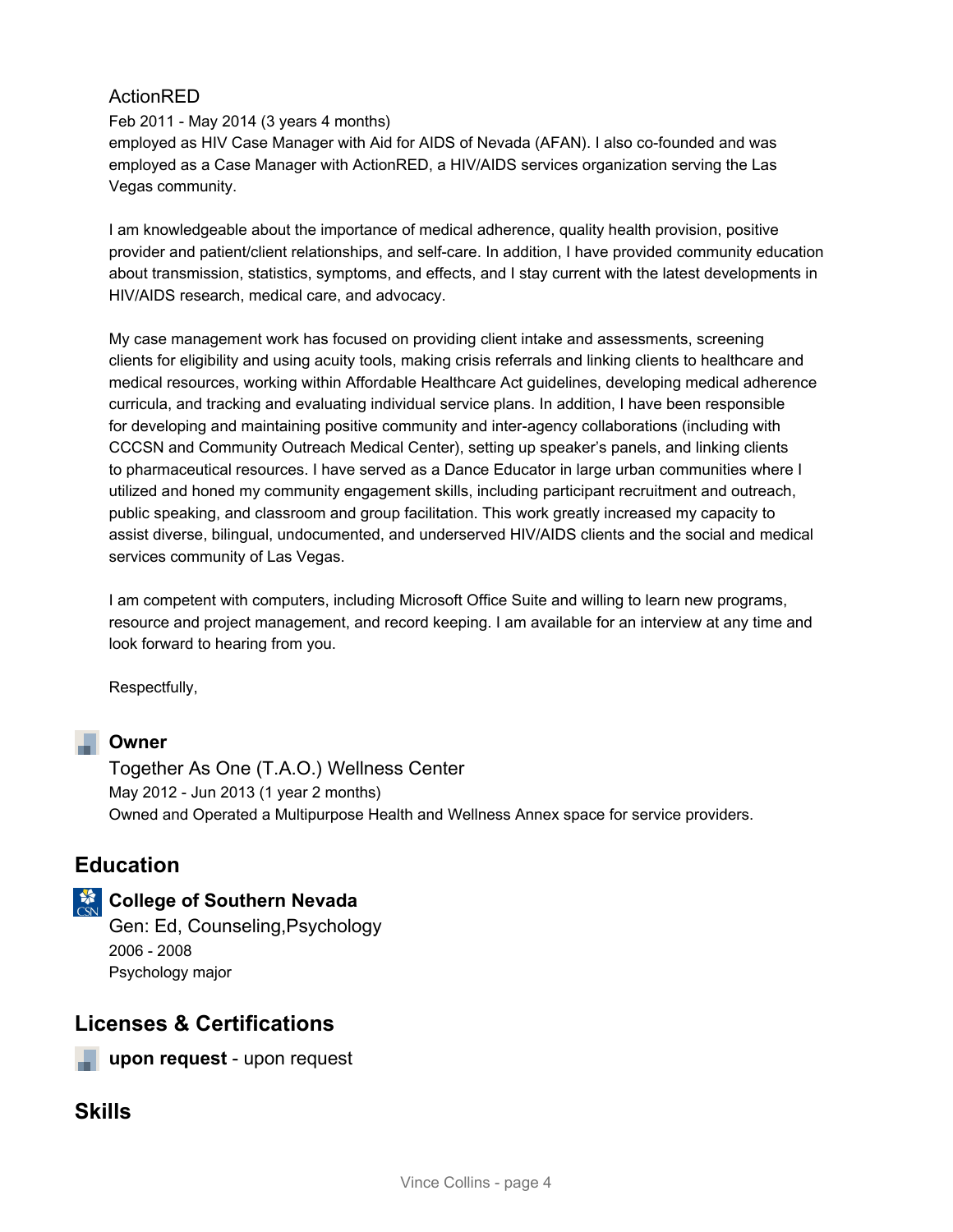ActionRED

Feb 2011 - May 2014 (3 years 4 months)

employed as HIV Case Manager with Aid for AIDS of Nevada (AFAN). I also co-founded and was employed as a Case Manager with ActionRED, a HIV/AIDS services organization serving the Las Vegas community.

I am knowledgeable about the importance of medical adherence, quality health provision, positive provider and patient/client relationships, and self-care. In addition, I have provided community education about transmission, statistics, symptoms, and effects, and I stay current with the latest developments in HIV/AIDS research, medical care, and advocacy.

My case management work has focused on providing client intake and assessments, screening clients for eligibility and using acuity tools, making crisis referrals and linking clients to healthcare and medical resources, working within Affordable Healthcare Act guidelines, developing medical adherence curricula, and tracking and evaluating individual service plans. In addition, I have been responsible for developing and maintaining positive community and inter-agency collaborations (including with CCCSN and Community Outreach Medical Center), setting up speaker's panels, and linking clients to pharmaceutical resources. I have served as a Dance Educator in large urban communities where I utilized and honed my community engagement skills, including participant recruitment and outreach, public speaking, and classroom and group facilitation. This work greatly increased my capacity to assist diverse, bilingual, undocumented, and underserved HIV/AIDS clients and the social and medical services community of Las Vegas.

I am competent with computers, including Microsoft Office Suite and willing to learn new programs, resource and project management, and record keeping. I am available for an interview at any time and look forward to hearing from you.

Respectfully,

**Owner**

Together As One (T.A.O.) Wellness Center

May 2012 - Jun 2013 (1 year 2 months)

Owned and Operated a Multipurpose Health and Wellness Annex space for service providers.

## Education

**College of Southern Nevada**

Gen: Ed, Counseling,Psychology

2006 - 2008

Psychology major

## Licenses & Certifications

**upon request** - upon request

## Skills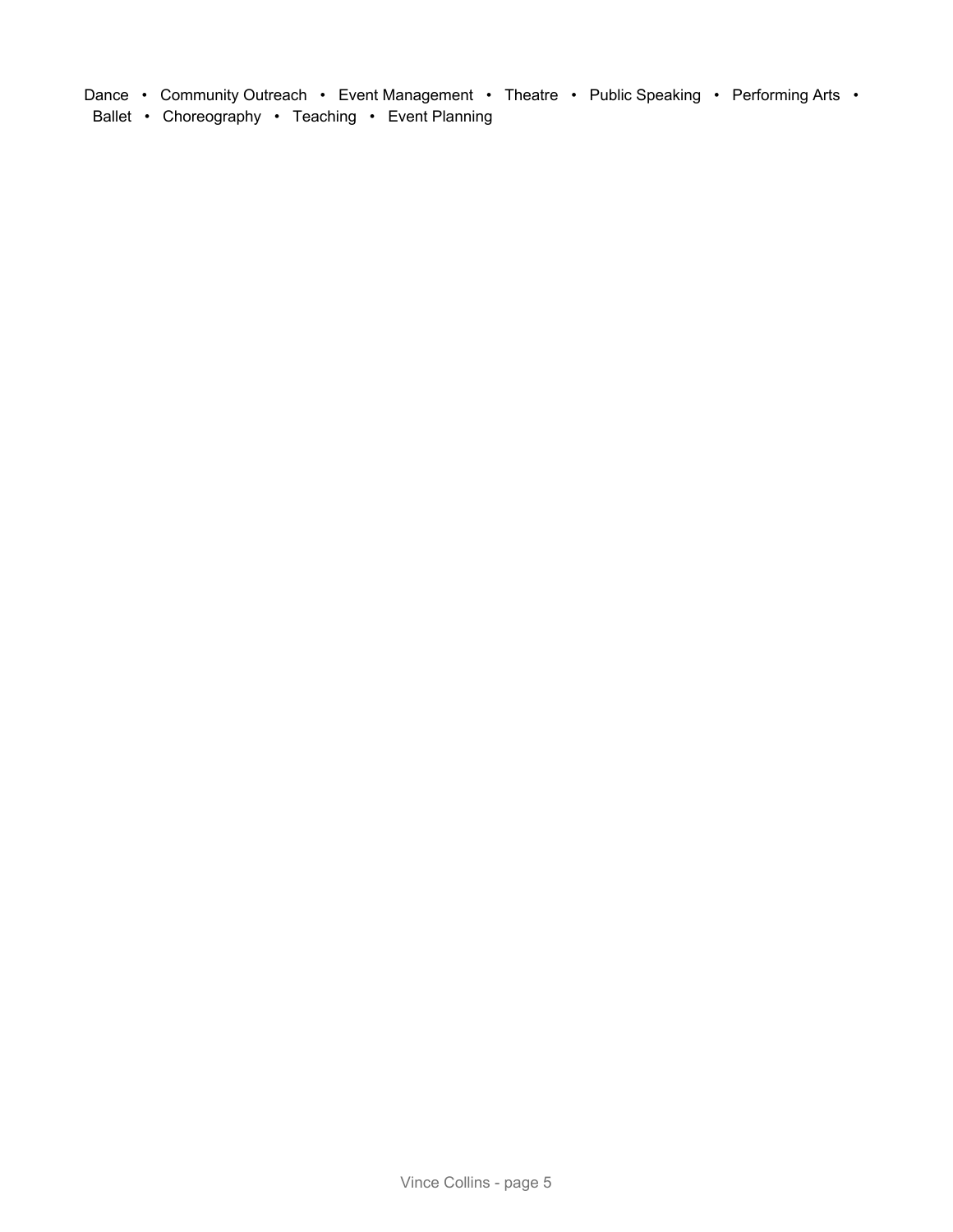Dance • Community Outreach • Event Management • Theatre • Public Speaking • Performing Arts • Ballet • Choreography • Teaching • Event Planning